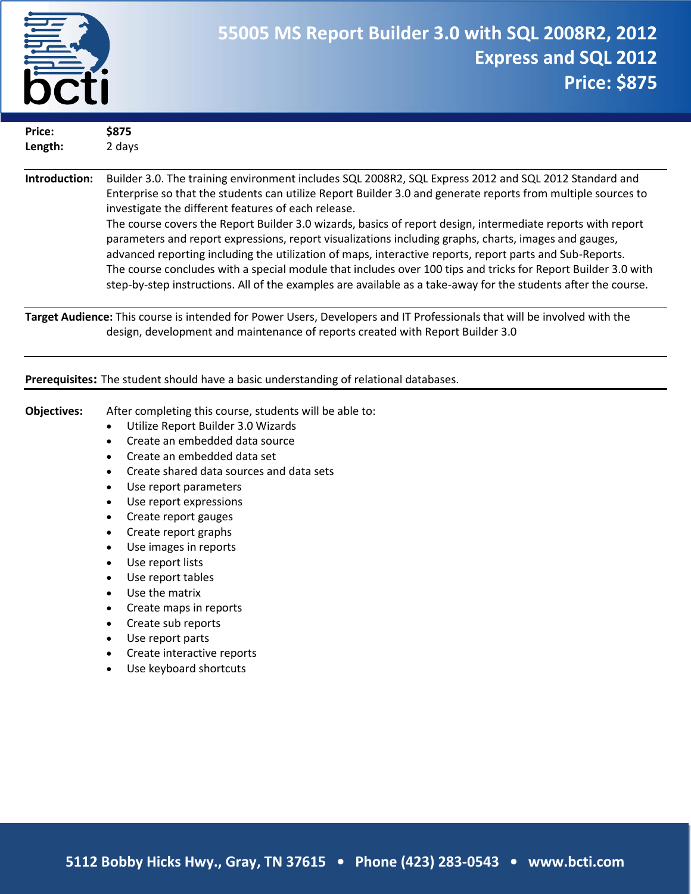# 55005 MS Report Builder 3.0 with SQL 2008R2, 2012 Express and SQL 2012

**Price: $875**

**Price:** **$875**
**Length:** 2 days

**Introduction:** Builder 3.0. The training environment includes SQL 2008R2, SQL Express 2012 and SQL 2012 Standard and Enterprise so that the students can utilize Report Builder 3.0 and generate reports from multiple sources to investigate the different features of each release.
The course covers the Report Builder 3.0 wizards, basics of report design, intermediate reports with report parameters and report expressions, report visualizations including graphs, charts, images and gauges, advanced reporting including the utilization of maps, interactive reports, report parts and Sub-Reports.
The course concludes with a special module that includes over 100 tips and tricks for Report Builder 3.0 with step-by-step instructions. All of the examples are available as a take-away for the students after the course.

**Target Audience:** This course is intended for Power Users, Developers and IT Professionals that will be involved with the design, development and maintenance of reports created with Report Builder 3.0

**Prerequisites:** The student should have a basic understanding of relational databases.

**Objectives:** After completing this course, students will be able to:

- Utilize Report Builder 3.0 Wizards
- Create an embedded data source
- Create an embedded data set
- Create shared data sources and data sets
- Use report parameters
- Use report expressions
- Create report gauges
- Create report graphs
- Use images in reports
- Use report lists
- Use report tables
- Use the matrix
- Create maps in reports
- Create sub reports
- Use report parts
- Create interactive reports
- Use keyboard shortcuts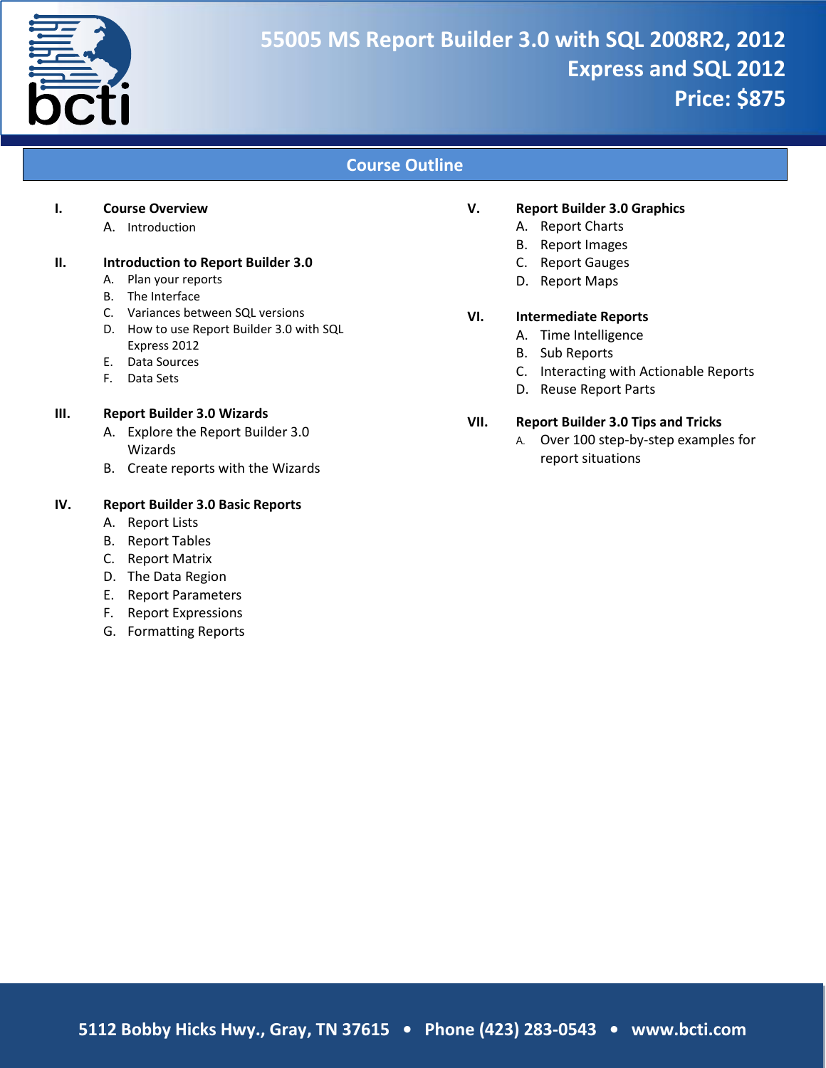# 55005 MS Report Builder 3.0 with SQL 2008R2, 2012 Express and SQL 2012

**Price: $875**

## Course Outline

**I. Course Overview**

A. Introduction

**II. Introduction to Report Builder 3.0**

A. Plan your reports
B. The Interface
C. Variances between SQL versions
D. How to use Report Builder 3.0 with SQL Express 2012
E. Data Sources
F. Data Sets

**III. Report Builder 3.0 Wizards**

A. Explore the Report Builder 3.0 Wizards
B. Create reports with the Wizards

**IV. Report Builder 3.0 Basic Reports**

A. Report Lists
B. Report Tables
C. Report Matrix
D. The Data Region
E. Report Parameters
F. Report Expressions
G. Formatting Reports

**V. Report Builder 3.0 Graphics**

A. Report Charts
B. Report Images
C. Report Gauges
D. Report Maps

**VI. Intermediate Reports**

A. Time Intelligence
B. Sub Reports
C. Interacting with Actionable Reports
D. Reuse Report Parts

**VII. Report Builder 3.0 Tips and Tricks**

A. Over 100 step-by-step examples for report situations

5112 Bobby Hicks Hwy., Gray, TN 37615 • Phone (423) 283-0543 • www.bcti.com